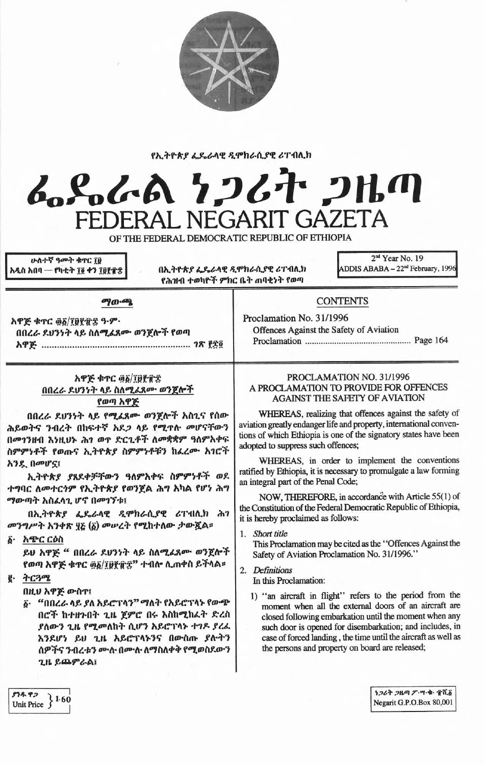የኢትዮጵያ ፌዴራላዊ ዲሞክራሲያዊ ሪፐብሊክ

# ፌዴራል ነጋሪት ጋዜጣ
# FEDERAL NEGARIT GAZETA

OF THE FEDERAL DEMOCRATIC REPUBLIC OF ETHIOPIA

ሁለተኛ ዓመት ቁጥር ፲፱
አዲስ አበባ — የካቲት ፲፭ ቀን ፲፱፻፹፰

በኢትዮጵያ ፌዴራላዊ ዲሞክራሲያዊ ሪፐብሊክ
የሕዝብ ተወካዮች ምክር ቤት ጠባቂነት የወጣ

2nd Year No. 19
ADDIS ABABA – 22nd February, 1996

## ማውጫ

አዋጅ ቁጥር ፴፩/፲፱፻፹፰ ዓ.ም.
በበረራ ደህንነት ላይ ስለሚፈጸሙ ወንጀሎች የወጣ አዋጅ ........................................ ገጽ ፻፷፬

## CONTENTS

Proclamation No. 31/1996
Offences Against the Safety of Aviation Proclamation ........................................ Page 164

## አዋጅ ቁጥር ፴፩/፲፱፻፹፰
## በበረራ ደህንነት ላይ ስለሚፈጸሙ ወንጀሎች የወጣ አዋጅ

በበረራ ደህንነት ላይ የሚፈጸሙ ወንጀሎች አስጊና የሰው ሕይወትና ንብረት በከፍተኛ አደጋ ላይ የሚጥሉ መሆናቸውን በመገንዘብ እንዚህኑ ሕገ ወጥ ድርጊቶች ለመቋቋም ዓለምአቀፍ ስምምነቶች የወጡና ኢትዮጵያ ስምምነቶቹን ከፈረሙ አገሮች አንዷ በመሆኗ፤

ኢትዮጵያ ያጸደቀቻቸውን ዓለምአቀፍ ስምምነቶች ወደ ተግባር ለመተርጎም የኢትዮጵያ የወንጀል ሕግ አካል የሆነ ሕግ ማውጣት አስፈላጊ ሆኖ በመገኘቱ፤

በኢትዮጵያ ፌዴራላዊ ዲሞክራሲያዊ ሪፐብሊክ ሕገ መንግሥት አንቀጽ ፶፭ (፩) መሠረት የሚከተለው ታውጇል።

፩· አጭር ርዕስ

ይህ አዋጅ "በበረራ ደህንነት ላይ ስለሚፈጸሙ ወንጀሎች የወጣ አዋጅ ቁጥር ፴፩/፲፱፻፹፰" ተብሎ ሊጠቀስ ይችላል።

፪· ትርጓሜ

በዚህ አዋጅ ውስጥ፤

፩· "በበረራ ላይ ያለ አይሮፕላን" ማለት የአይሮፕላኑ የውጭ በሮች ከተዘጉበት ጊዜ ጀምሮ በሩ እስከሚከፈት ድረስ ያለውን ጊዜ የሚመለከት ሲሆን አይሮፕላኑ ተገዶ ያረፈ እንደሆነ ይህ ጊዜ አይሮፕላኑንና በውስጡ ያሉትን ሰዎችና ንብረቱን ሙሉ በሙሉ ለማስለቀቅ የሚወስደውን ጊዜ ይጨምራል፤

## PROCLAMATION NO. 31/1996
## A PROCLAMATION TO PROVIDE FOR OFFENCES AGAINST THE SAFETY OF AVIATION

WHEREAS, realizing that offences against the safety of aviation greatly endanger life and property, international conventions of which Ethiopia is one of the signatory states have been adopted to suppress such offences;

WHEREAS, in order to implement the conventions ratified by Ethiopia, it is necessary to promulgate a law forming an integral part of the Penal Code;

NOW, THEREFORE, in accordance with Article 55(1) of the Constitution of the Federal Democratic Republic of Ethiopia, it is hereby proclaimed as follows:

1. *Short title*

   This Proclamation may be cited as the "Offences Against the Safety of Aviation Proclamation No. 31/1996."

2. *Definitions*

   In this Proclamation:

   1) "an aircraft in flight" refers to the period from the moment when all the external doors of an aircraft are closed following embarkation until the moment when any such door is opened for disembarkation; and includes, in case of forced landing, the time until the aircraft as well as the persons and property on board are released;

ያንዱ ዋጋ
Unit Price 1.60

ነጋሪት ጋዜጣ ፖ.ሣ.ቁ. ፹ሺ፩
Negarit G.P.O.Box 80,001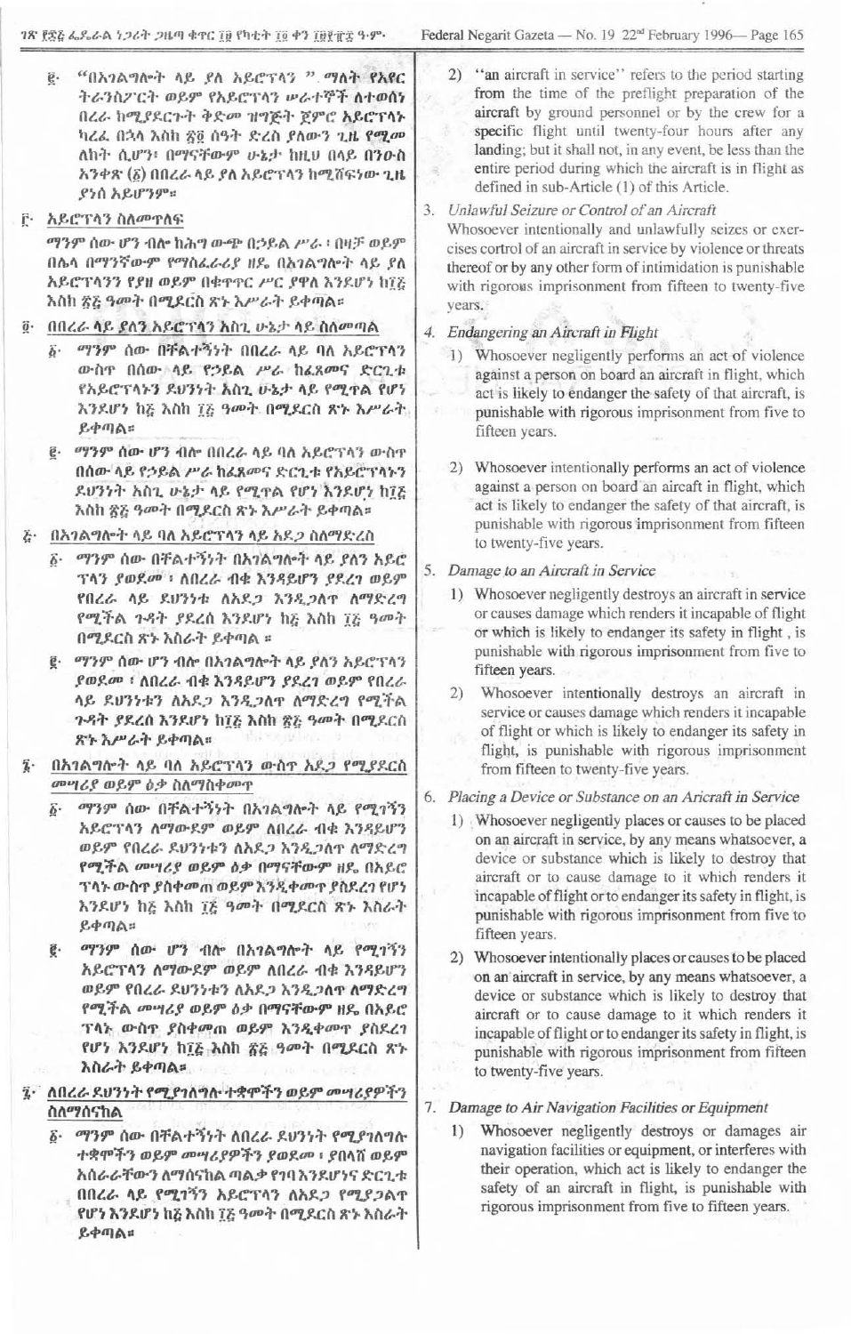፪· "በአገልግሎት ላይ ያለ አይሮፕላን ". ማለት የአየር ትራንስፖርት ወይም የአይሮፕላን ሠራተኞች ለተወሰነ በረራ ከሚያደርጉት ቅድመ ዝግጅት ጀምሮ አይሮፕላኑ ካረፈ በኋላ እስከ ፳፬ ሰዓት ድረስ ያለውን ጊዜ የሚመለከት ሲሆን፣ በማናቸውም ሁኔታ ከዚህ በላይ በንዑስ አንቀጽ (፩) በበረራ ላይ ያለ አይሮፕላን ከሚሸፍነው ጊዜ ያነሰ አይሆንም።

፫· አይሮፕላን ስለመጥለፍ

ማንም ሰው ሆን ብሎ ከሕግ ውጭ በኃይል ሥራ ፣ በዛቻ ወይም በሌላ በማንኛውም የማስፈራሪያ ዘዴ በአገልግሎት ላይ ያለ አይሮፕላንን የያዘ ወይም በቁጥጥር ሥር ያዋለ እንደሆነ ከ፲፭ እስከ ፳፭ ዓመት በሚደርስ ጽኑ እሥራት ይቀጣል።

፬· በበረራ ላይ ያለን አይሮፕላን አስጊ ሁኔታ ላይ ስለመጣል

፩· ማንም ሰው በቸልተኝነት በበረራ ላይ ባለ አይሮፕላን ውስጥ በሰው ላይ የኃይል ሥራ ከፈጸመና ድርጊቱ የአይሮፕላኑን ደህንነት አስጊ ሁኔታ ላይ የሚጥል የሆነ እንደሆነ ከ፭ እስከ ፲፭ ዓመት በሚደርስ ጽኑ እሥራት ይቀጣል።

፪· ማንም ሰው ሆን ብሎ በበረራ ላይ ባለ አይሮፕላን ውስጥ በሰው ላይ የኃይል ሥራ ከፈጸመና ድርጊቱ የአይሮፕላኑን ደህንነት አስጊ ሁኔታ ላይ የሚጥል የሆነ እንደሆነ ከ፲፭ እስከ ፳፭ ዓመት በሚደርስ ጽኑ እሥራት ይቀጣል።

፭· በአገልግሎት ላይ ባለ አይሮፕላን ላይ አደጋ ስለማድረስ

፩· ማንም ሰው በቸልተኝነት በአገልግሎት ላይ ያለን አይሮፕላን ያወደመ ፣ ለበረራ ብቁ እንዳይሆን ያደረገ ወይም የበረራ ላይ ደህንነቱ ለአደጋ እንዲጋለጥ ለማድረግ የሚችል ጉዳት ያደረሰ እንደሆነ ከ፭ እስከ ፲፭ ዓመት በሚደርስ ጽኑ እስራት ይቀጣል ።

፪· ማንም ሰው ሆን ብሎ በአገልግሎት ላይ ያለን አይሮፕላን ያወደመ ፣ ለበረራ ብቁ እንዳይሆን ያደረገ ወይም የበረራ ላይ ደህንነቱን ለአደጋ እንዲጋለጥ ለማድረግ የሚችል ጉዳት ያደረሰ እንደሆነ ከ፲፭ እስከ ፳፭ ዓመት በሚደርስ ጽኑ እሥራት ይቀጣል።

፮· በአገልግሎት ላይ ባለ አይሮፕላን ውስጥ አደጋ የሚያደርስ መሣሪያ ወይም ዕቃ ስለማስቀመጥ

፩· ማንም ሰው በቸልተኝነት በአገልግሎት ላይ የሚገኝን አይሮፕላን ለማውደም ወይም የበረራ ደህንነቱን ለአደጋ እንዲጋለጥ ለማድረግ የሚችል መሣሪያ ወይም ዕቃ በማናቸውም ዘዴ በአይሮፕላኑ ውስጥ ያስቀመጠ ወይም እንዲቀመጥ ያስደረገ የሆነ እንደሆነ ከ፭ እስከ ፲፭ ዓመት በሚደርስ ጽኑ እስራት ይቀጣል።

፪· ማንም ሰው ሆን ብሎ በአገልግሎት ላይ የሚገኝን አይሮፕላን ለማውደም ወይም ለበረራ ብቁ እንዳይሆን ወይም የበረራ ደህንነቱን ለአደጋ እንዲጋለጥ ለማድረግ የሚችል መሣሪያ ወይም ዕቃ በማናቸውም ዘዴ በአይሮፕላኑ ውስጥ ያስቀመጠ ወይም እንዲቀመጥ ያስደረገ የሆነ እንደሆነ ከ፲፭ እስከ ፳፭ ዓመት በሚደርስ ጽኑ እስራት ይቀጣል።

፯· ለበረራ ደህንነት የሚያገለግሉ ተቋሞችን ወይም መሣሪያዎችን ስለማሰናከል

፩· ማንም ሰው በቸልተኝነት ለበረራ ደህንነት የሚያገለግሉ ተቋሞችን ወይም መሣሪያዎችን ያወደመ ፣ ያበላሸ ወይም አሰራራቸውን ለማሰናከል ጣልቃ የገባ እንደሆነና ድርጊቱ በበረራ ላይ የሚገኝን አይሮፕላን ለአደጋ የሚያጋልጥ የሆነ እንደሆነ ከ፭ እስከ ፲፭ ዓመት በሚደርስ ጽኑ እስራት ይቀጣል።

2) "an aircraft in service" refers to the period starting from the time of the preflight preparation of the aircraft by ground personnel or by the crew for a specific flight until twenty-four hours after any landing; but it shall not, in any event, be less than the entire period during which the aircraft is in flight as defined in sub-Article (1) of this Article.

3. *Unlawful Seizure or Control of an Aircraft*

Whosoever intentionally and unlawfully seizes or exercises cortrol of an aircraft in service by violence or threats thereof or by any other form of intimidation is punishable with rigorous imprisonment from fifteen to twenty-five years.

4. *Endangering an Aircraft in Flight*

1) Whosoever negligently performs an act of violence against a person on board an aircraft in flight, which act is likely to endanger the safety of that aircraft, is punishable with rigorous imprisonment from five to fifteen years.

2) Whosoever intentionally performs an act of violence against a person on board an aircraft in flight, which act is likely to endanger the safety of that aircraft, is punishable with rigorous imprisonment from fifteen to twenty-five years.

5. *Damage to an Aircraft in Service*

1) Whosoever negligently destroys an aircraft in service or causes damage which renders it incapable of flight or which is likely to endanger its safety in flight, is punishable with rigorous imprisonment from five to fifteen years.

2) Whosoever intentionally destroys an aircraft in service or causes damage which renders it incapable of flight or which is likely to endanger its safety in flight, is punishable with rigorous imprisonment from fifteen to twenty-five years.

6. *Placing a Device or Substance on an Aricraft in Service*

1) Whosoever negligently places or causes to be placed on an aircraft in service, by any means whatsoever, a device or substance which is likely to destroy that aircraft or to cause damage to it which renders it incapable of flight or to endanger its safety in flight, is punishable with rigorous imprisonment from five to fifteen years.

2) Whosoever intentionally places or causes to be placed on an aircraft in service, by any means whatsoever, a device or substance which is likely to destroy that aircraft or to cause damage to it which renders it incapable of flight or to endanger its safety in flight, is punishable with rigorous imprisonment from fifteen to twenty-five years.

7. *Damage to Air Navigation Facilities or Equipment*

1) Whosoever negligently destroys or damages air navigation facilities or equipment, or interferes with their operation, which act is likely to endanger the safety of an aircraft in flight, is punishable with rigorous imprisonment from five to fifteen years.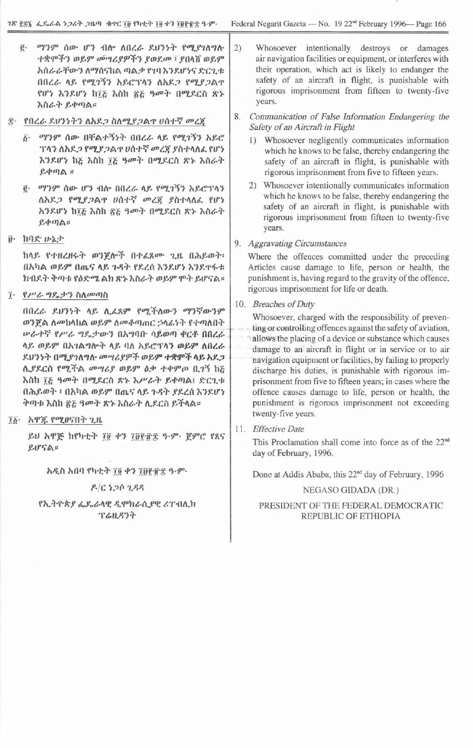፪· ማንም ሰው ሆን ብሎ ለበረራ ደህንነት የሚያገለግሉ ተቋሞችን ወይም መሣሪያዎችን ያወደመ ፣ ያበላሸ ወይም አሰራራቸውን ለማሰናከል ጣልቃ የገባ እንደሆነና ድርጊቱ በበረራ ላይ የሚገኝን አይሮፕላን ለአደጋ የሚያጋልጥ የሆነ እንደሆነ ከ፲፭ እስከ ፳፭ ዓመት በሚደርስ ጽኑ እስራት ይቀጣል።

፰· የበረራ ደህንነትን ለአደጋ ስለሚያጋልጥ ሀሰተኛ መረጃ

፩· ማንም ሰው በቸልተኝነት በበረራ ላይ የሚገኝን አይሮፕላን ለአደጋ የሚያጋልጥ ሀሰተኛ መረጃ ያስተላለፈ የሆነ እንደሆነ ከ፭ እስከ ፲፭ ዓመት በሚደርስ ጽኑ እስራት ይቀጣል ።

፪· ማንም ሰው ሆን ብሎ በበረራ ላይ የሚገኝን አይሮፕላን ለአደጋ የሚያጋልጥ ሀሰተኛ መረጃ ያስተላለፈ የሆነ እንደሆነ ከ፲፭ እስከ ፳፭ ዓመት በሚደርስ ጽኑ እስራት ይቀጣል።

፱· ከባድ ሁኔታ

ከላይ የተዘረዘሩት ወንጀሎች በተፈጸሙ ጊዜ በሕይወት፣ በአካል ወይም በጤና ላይ ጉዳት የደረሰ እንደሆነ እንደጥፋቱ ክብደት ቅጣቱ የዕድሜ ልክ ጽኑ እስራት ወይም ሞት ይሆናል።

፲· የሥራ ግዴታን ስለመጣስ

በበረራ ደህንነት ላይ ሊፈጸም የሚችለውን ማንኛውንም ወንጀል ለመከላከል ወይም ለመቆጣጠር ኃላፊነት የተጣለበት ሠራተኛ የሥራ ግዴታውን በአግባቡ ሳይወጣ ቀርቶ በበረራ ላይ ወይም በአገልግሎት ላይ ባለ አይሮፕላን ወይም ለበረራ ደህንነት በሚያገለግሉ መሣሪያዎች ወይም ተቋሞች ላይ አደጋ ሊያደርስ የሚችል መሣሪያ ወይም ዕቃ ተቀምጦ ቢገኝ ከ፭ እስከ ፲፭ ዓመት በሚደርስ ጽኑ እሥራት ይቀጣል፣ ድርጊቱ በሕይወት ፣ በአካል ወይም በጤና ላይ ጉዳት ያደረሰ እንደሆነ ቅጣቱ እስከ ፳፭ ዓመት ጽኑ እስራት ሊደርስ ይችላል።

፲፩· አዋጁ የሚፀናበት ጊዜ

ይህ አዋጅ ከየካቲት ፲፬ ቀን ፲፱፻፹፰ ዓ·ም· ጀምሮ የጸና ይሆናል።

አዲስ አበባ የካቲት ፲፬ ቀን ፲፱፻፹፰ ዓ·ም·

ዶ/ር ነጋሶ ጊዳዳ

የኢትዮጵያ ፌዴራላዊ ዲሞክራሲያዊ ሪፐብሊክ ፕሬዚዳንት

2) Whosoever intentionally destroys or damages air navigation facilities or equipment, or interferes with their operation, which act is likely to endanger the safety of an aircraft in flight, is punishable with rigorous imprisonment from fifteen to twenty-five years.

8. *Communication of False Information Endangering the Safety of an Aircraft in Flight*

1) Whosoever negligently communicates information which he knows to be false, thereby endangering the safety of an aircraft in flight, is punishable with rigorous imprisonment from five to fifteen years.

2) Whosoever intentionally communicates information which he knows to be false, thereby endangering the safety of an aircraft in flight, is punishable with rigorous imprisonment from fifteen to twenty-five years.

9. *Aggravating Circumstances*

Where the offences committed under the preceding Articles cause damage to life, person or health, the punishment is, having regard to the gravity of the offence, rigorous imprisonment for life or death.

10. *Breaches of Duty*

Whosoever, charged with the responsibility of preventing or controlling offences against the safety of aviation, allows the placing of a device or substance which causes damage to an aircraft in flight or in service or to air navigation equipment or facilities, by failing to properly discharge his duties, is punishable with rigorous imprisonment from five to fifteen years; in cases where the offence causes damage to life, person or health, the punishment is rigorous imprisonment not exceeding twenty-five years.

11. *Effective Date*

This Proclamation shall come into force as of the 22nd day of February, 1996.

Done at Addis Ababa, this 22nd day of February, 1996

NEGASO GIDADA (DR.)

PRESIDENT OF THE FEDERAL DEMOCRATIC REPUBLIC OF ETHIOPIA